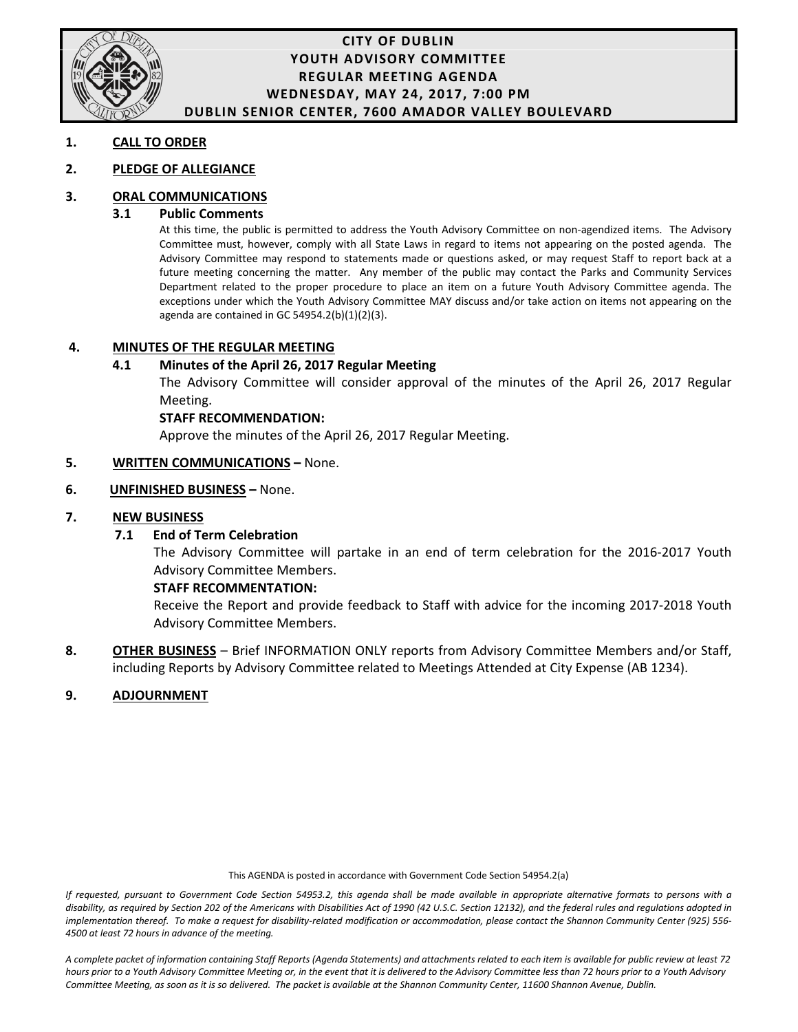# CITY OF DUBLIN
## YOUTH ADVISORY COMMITTEE
## REGULAR MEETING AGENDA
## WEDNESDAY, MAY 24, 2017, 7:00 PM
## DUBLIN SENIOR CENTER, 7600 AMADOR VALLEY BOULEVARD

**1. CALL TO ORDER**

**2. PLEDGE OF ALLEGIANCE**

**3. ORAL COMMUNICATIONS**

**3.1 Public Comments**

At this time, the public is permitted to address the Youth Advisory Committee on non-agendized items. The Advisory Committee must, however, comply with all State Laws in regard to items not appearing on the posted agenda. The Advisory Committee may respond to statements made or questions asked, or may request Staff to report back at a future meeting concerning the matter. Any member of the public may contact the Parks and Community Services Department related to the proper procedure to place an item on a future Youth Advisory Committee agenda. The exceptions under which the Youth Advisory Committee MAY discuss and/or take action on items not appearing on the agenda are contained in GC 54954.2(b)(1)(2)(3).

**4. MINUTES OF THE REGULAR MEETING**

**4.1 Minutes of the April 26, 2017 Regular Meeting**

The Advisory Committee will consider approval of the minutes of the April 26, 2017 Regular Meeting.

**STAFF RECOMMENDATION:**

Approve the minutes of the April 26, 2017 Regular Meeting.

**5. WRITTEN COMMUNICATIONS** – None.

**6. UNFINISHED BUSINESS** – None.

**7. NEW BUSINESS**

**7.1 End of Term Celebration**

The Advisory Committee will partake in an end of term celebration for the 2016-2017 Youth Advisory Committee Members.

**STAFF RECOMMENTATION:**

Receive the Report and provide feedback to Staff with advice for the incoming 2017-2018 Youth Advisory Committee Members.

**8. OTHER BUSINESS** – Brief INFORMATION ONLY reports from Advisory Committee Members and/or Staff, including Reports by Advisory Committee related to Meetings Attended at City Expense (AB 1234).

**9. ADJOURNMENT**

This AGENDA is posted in accordance with Government Code Section 54954.2(a)

*If requested, pursuant to Government Code Section 54953.2, this agenda shall be made available in appropriate alternative formats to persons with a disability, as required by Section 202 of the Americans with Disabilities Act of 1990 (42 U.S.C. Section 12132), and the federal rules and regulations adopted in implementation thereof. To make a request for disability-related modification or accommodation, please contact the Shannon Community Center (925) 556-4500 at least 72 hours in advance of the meeting.*

*A complete packet of information containing Staff Reports (Agenda Statements) and attachments related to each item is available for public review at least 72 hours prior to a Youth Advisory Committee Meeting or, in the event that it is delivered to the Advisory Committee less than 72 hours prior to a Youth Advisory Committee Meeting, as soon as it is so delivered. The packet is available at the Shannon Community Center, 11600 Shannon Avenue, Dublin.*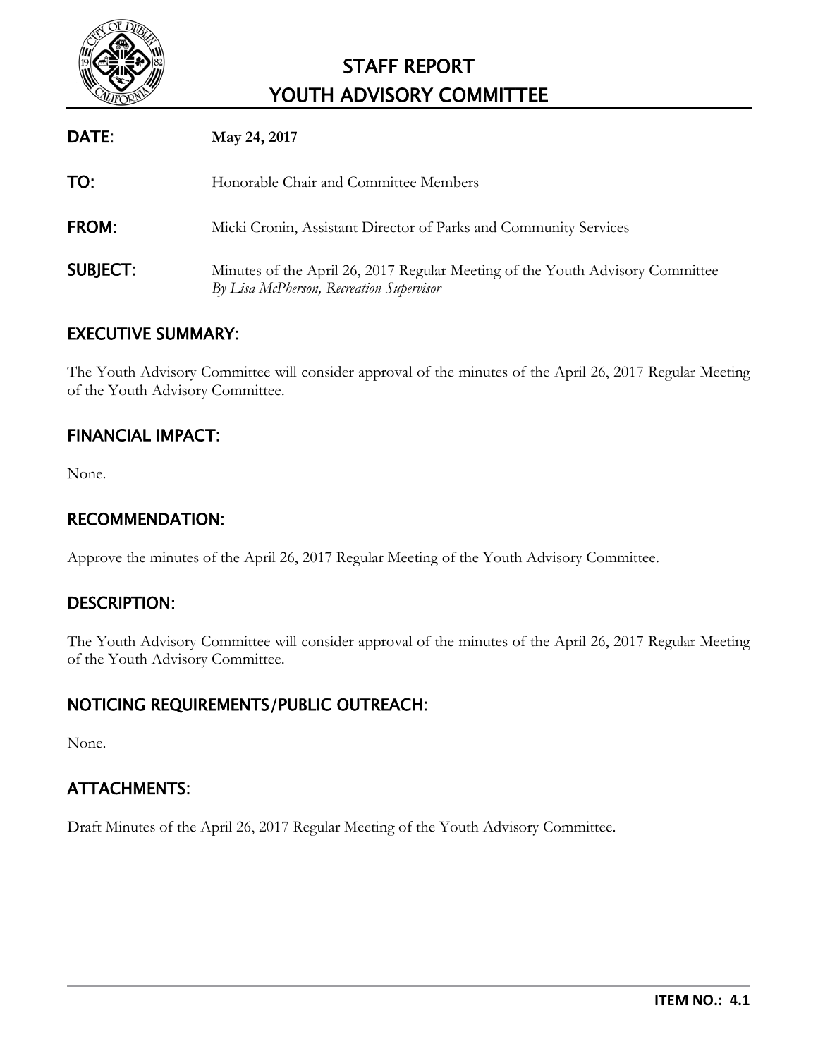# STAFF REPORT
# YOUTH ADVISORY COMMITTEE

**DATE:** **May 24, 2017**

**TO:** Honorable Chair and Committee Members

**FROM:** Micki Cronin, Assistant Director of Parks and Community Services

**SUBJECT:** Minutes of the April 26, 2017 Regular Meeting of the Youth Advisory Committee
*By Lisa McPherson, Recreation Supervisor*

## EXECUTIVE SUMMARY:

The Youth Advisory Committee will consider approval of the minutes of the April 26, 2017 Regular Meeting of the Youth Advisory Committee.

## FINANCIAL IMPACT:

None.

## RECOMMENDATION:

Approve the minutes of the April 26, 2017 Regular Meeting of the Youth Advisory Committee.

## DESCRIPTION:

The Youth Advisory Committee will consider approval of the minutes of the April 26, 2017 Regular Meeting of the Youth Advisory Committee.

## NOTICING REQUIREMENTS/PUBLIC OUTREACH:

None.

## ATTACHMENTS:

Draft Minutes of the April 26, 2017 Regular Meeting of the Youth Advisory Committee.

**ITEM NO.: 4.1**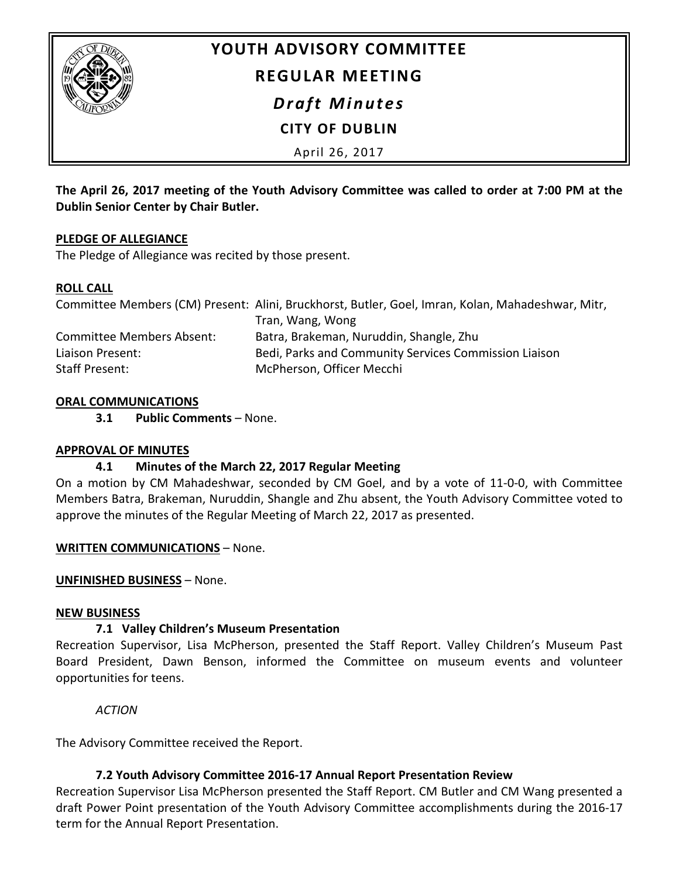# YOUTH ADVISORY COMMITTEE

## REGULAR MEETING

### *Draft Minutes*

**CITY OF DUBLIN**

April 26, 2017

**The April 26, 2017 meeting of the Youth Advisory Committee was called to order at 7:00 PM at the Dublin Senior Center by Chair Butler.**

**PLEDGE OF ALLEGIANCE**

The Pledge of Allegiance was recited by those present.

**ROLL CALL**

| | |
|---|---|
| Committee Members (CM) Present: | Alini, Bruckhorst, Butler, Goel, Imran, Kolan, Mahadeshwar, Mitr, Tran, Wang, Wong |
| Committee Members Absent: | Batra, Brakeman, Nuruddin, Shangle, Zhu |
| Liaison Present: | Bedi, Parks and Community Services Commission Liaison |
| Staff Present: | McPherson, Officer Mecchi |

**ORAL COMMUNICATIONS**

**3.1 Public Comments** – None.

**APPROVAL OF MINUTES**

**4.1 Minutes of the March 22, 2017 Regular Meeting**

On a motion by CM Mahadeshwar, seconded by CM Goel, and by a vote of 11-0-0, with Committee Members Batra, Brakeman, Nuruddin, Shangle and Zhu absent, the Youth Advisory Committee voted to approve the minutes of the Regular Meeting of March 22, 2017 as presented.

**WRITTEN COMMUNICATIONS** – None.

**UNFINISHED BUSINESS** – None.

**NEW BUSINESS**

**7.1 Valley Children's Museum Presentation**

Recreation Supervisor, Lisa McPherson, presented the Staff Report. Valley Children's Museum Past Board President, Dawn Benson, informed the Committee on museum events and volunteer opportunities for teens.

*ACTION*

The Advisory Committee received the Report.

**7.2 Youth Advisory Committee 2016-17 Annual Report Presentation Review**

Recreation Supervisor Lisa McPherson presented the Staff Report. CM Butler and CM Wang presented a draft Power Point presentation of the Youth Advisory Committee accomplishments during the 2016-17 term for the Annual Report Presentation.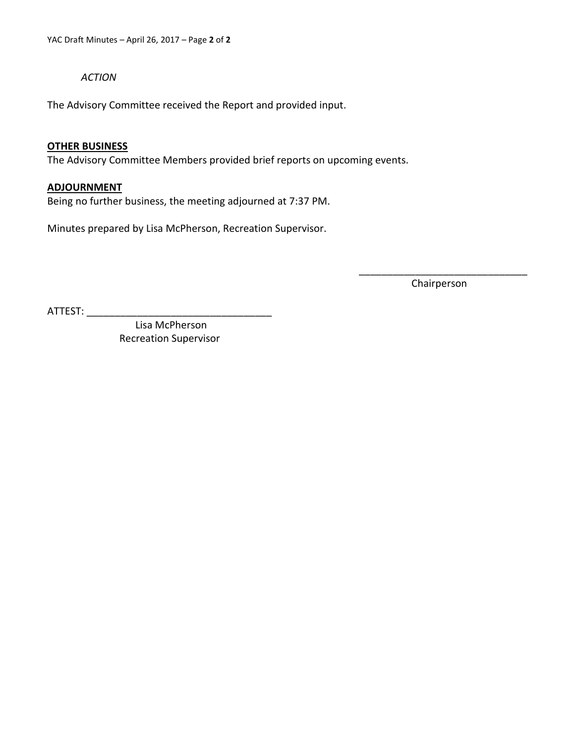*ACTION*

The Advisory Committee received the Report and provided input.

**OTHER BUSINESS**

The Advisory Committee Members provided brief reports on upcoming events.

**ADJOURNMENT**

Being no further business, the meeting adjourned at 7:37 PM.

Minutes prepared by Lisa McPherson, Recreation Supervisor.

______________________________
Chairperson

ATTEST: ________________________________
Lisa McPherson
Recreation Supervisor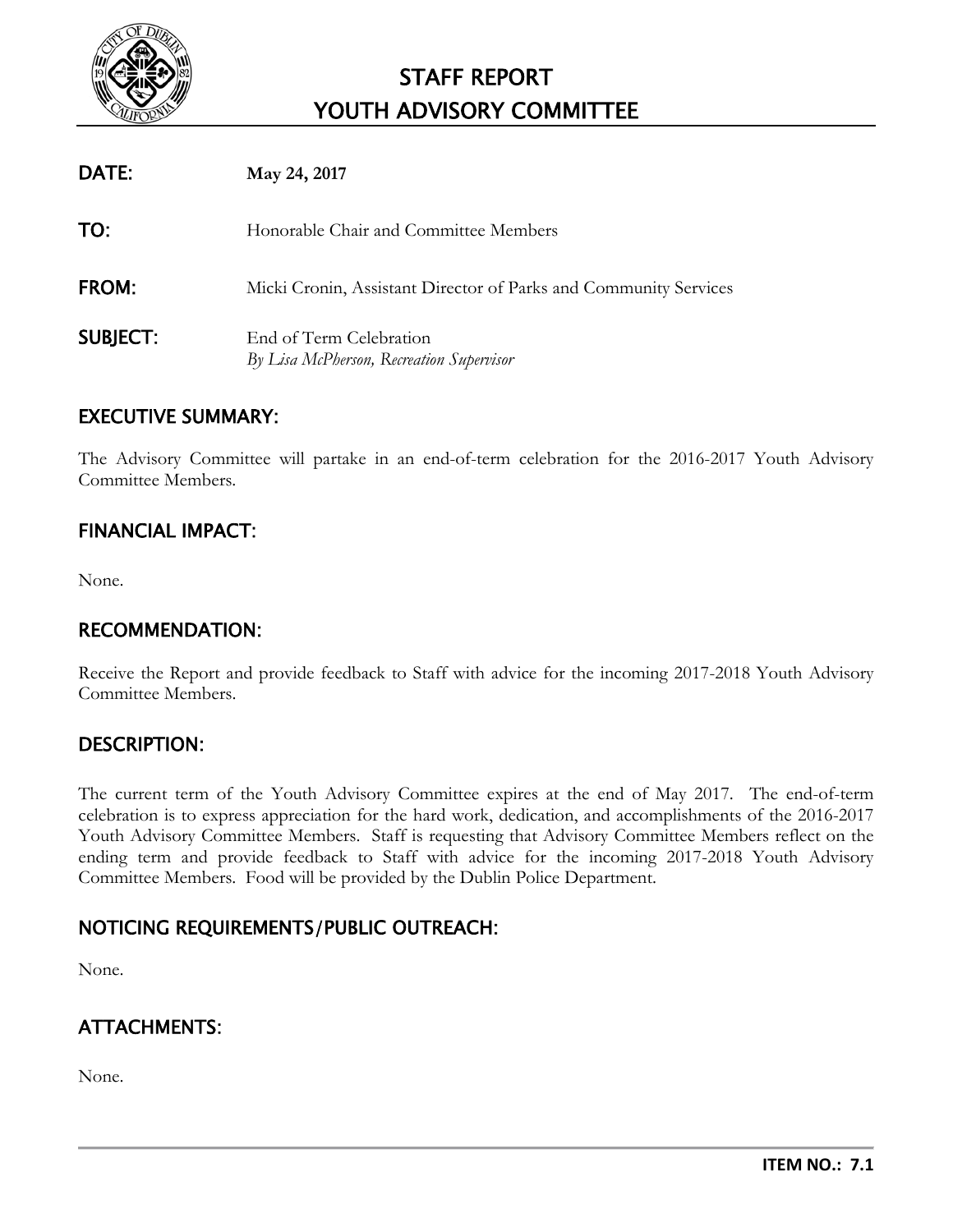# STAFF REPORT
# YOUTH ADVISORY COMMITTEE

**DATE:** **May 24, 2017**

**TO:** Honorable Chair and Committee Members

**FROM:** Micki Cronin, Assistant Director of Parks and Community Services

**SUBJECT:** End of Term Celebration
*By Lisa McPherson, Recreation Supervisor*

## EXECUTIVE SUMMARY:

The Advisory Committee will partake in an end-of-term celebration for the 2016-2017 Youth Advisory Committee Members.

## FINANCIAL IMPACT:

None.

## RECOMMENDATION:

Receive the Report and provide feedback to Staff with advice for the incoming 2017-2018 Youth Advisory Committee Members.

## DESCRIPTION:

The current term of the Youth Advisory Committee expires at the end of May 2017. The end-of-term celebration is to express appreciation for the hard work, dedication, and accomplishments of the 2016-2017 Youth Advisory Committee Members. Staff is requesting that Advisory Committee Members reflect on the ending term and provide feedback to Staff with advice for the incoming 2017-2018 Youth Advisory Committee Members. Food will be provided by the Dublin Police Department.

## NOTICING REQUIREMENTS/PUBLIC OUTREACH:

None.

## ATTACHMENTS:

None.

**ITEM NO.: 7.1**